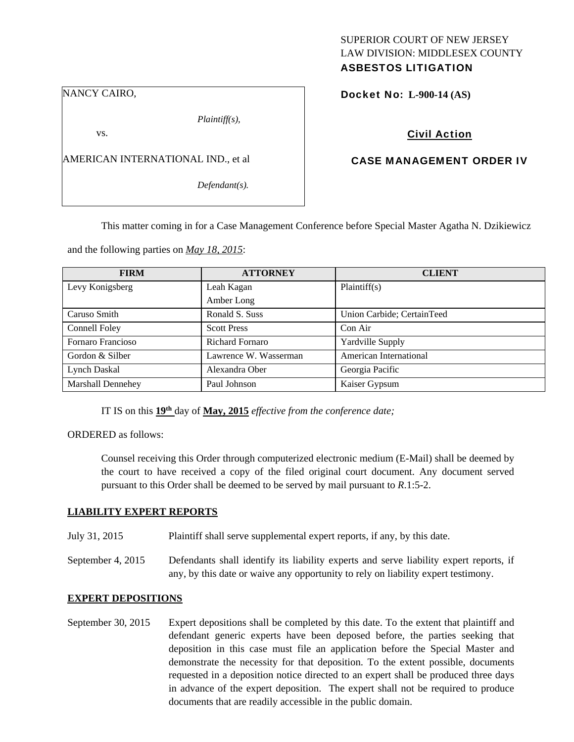SUPERIOR COURT OF NEW JERSEY
LAW DIVISION: MIDDLESEX COUNTY
**ASBESTOS LITIGATION**

NANCY CAIRO,

*Plaintiff(s),*

vs.

AMERICAN INTERNATIONAL IND., et al

*Defendant(s).*

**Docket No: L-900-14 (AS)**

**Civil Action**

**CASE MANAGEMENT ORDER IV**

This matter coming in for a Case Management Conference before Special Master Agatha N. Dzikiewicz and the following parties on *May 18, 2015*:

| FIRM | ATTORNEY | CLIENT |
|---|---|---|
| Levy Konigsberg | Leah Kagan<br>Amber Long | Plaintiff(s) |
| Caruso Smith | Ronald S. Suss | Union Carbide; CertainTeed |
| Connell Foley | Scott Press | Con Air |
| Fornaro Francioso | Richard Fornaro | Yardville Supply |
| Gordon & Silber | Lawrence W. Wasserman | American International |
| Lynch Daskal | Alexandra Ober | Georgia Pacific |
| Marshall Dennehey | Paul Johnson | Kaiser Gypsum |

IT IS on this **19th** day of **May, 2015** *effective from the conference date;*

ORDERED as follows:

Counsel receiving this Order through computerized electronic medium (E-Mail) shall be deemed by the court to have received a copy of the filed original court document. Any document served pursuant to this Order shall be deemed to be served by mail pursuant to *R*.1:5-2.

**LIABILITY EXPERT REPORTS**

July 31, 2015 Plaintiff shall serve supplemental expert reports, if any, by this date.

September 4, 2015 Defendants shall identify its liability experts and serve liability expert reports, if any, by this date or waive any opportunity to rely on liability expert testimony.

**EXPERT DEPOSITIONS**

September 30, 2015 Expert depositions shall be completed by this date. To the extent that plaintiff and defendant generic experts have been deposed before, the parties seeking that deposition in this case must file an application before the Special Master and demonstrate the necessity for that deposition. To the extent possible, documents requested in a deposition notice directed to an expert shall be produced three days in advance of the expert deposition. The expert shall not be required to produce documents that are readily accessible in the public domain.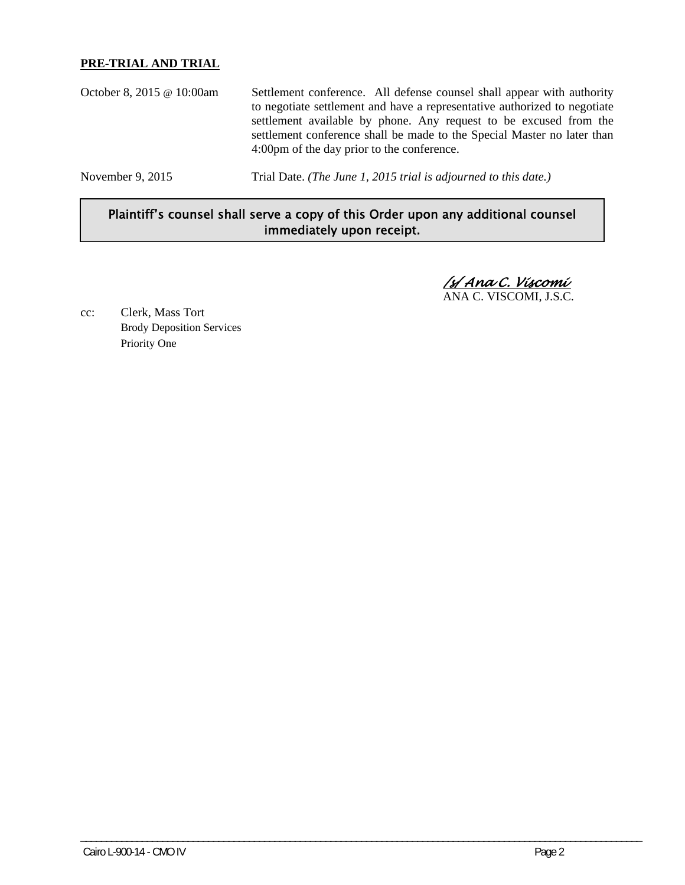**PRE-TRIAL AND TRIAL**

| | |
|---|---|
| October 8, 2015 @ 10:00am | Settlement conference. All defense counsel shall appear with authority to negotiate settlement and have a representative authorized to negotiate settlement available by phone. Any request to be excused from the settlement conference shall be made to the Special Master no later than 4:00pm of the day prior to the conference. |
| November 9, 2015 | Trial Date. *(The June 1, 2015 trial is adjourned to this date.)* |

**Plaintiff's counsel shall serve a copy of this Order upon any additional counsel immediately upon receipt.**

*/s/ Ana C. Viscomi*
ANA C. VISCOMI, J.S.C.

cc: Clerk, Mass Tort
Brody Deposition Services
Priority One